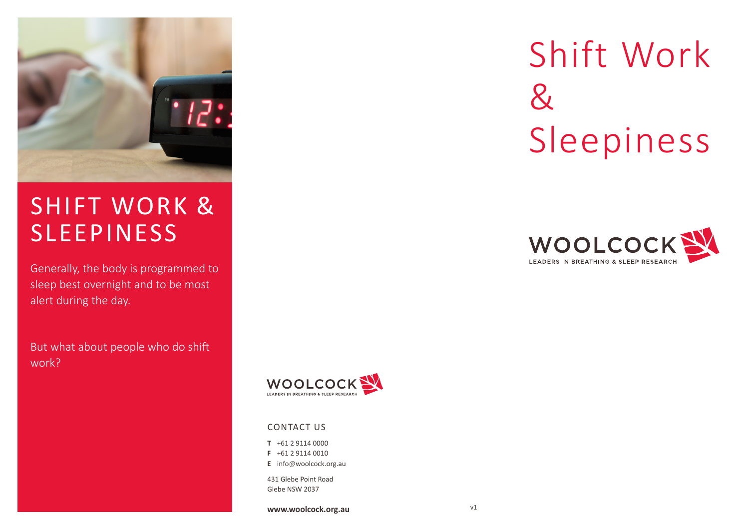# SHIFT WORK & SLEEPINESS

Generally, the body is programmed to sleep best overnight and to be most alert during the day.

But what about people who do shift work?

WOOLCOCK
LEADERS IN BREATHING & SLEEP RESEARCH

CONTACT US

**T** +61 2 9114 0000
**F** +61 2 9114 0010
**E** info@woolcock.org.au

431 Glebe Point Road
Glebe NSW 2037

**www.woolcock.org.au**

v1

# Shift Work & Sleepiness

WOOLCOCK
LEADERS IN BREATHING & SLEEP RESEARCH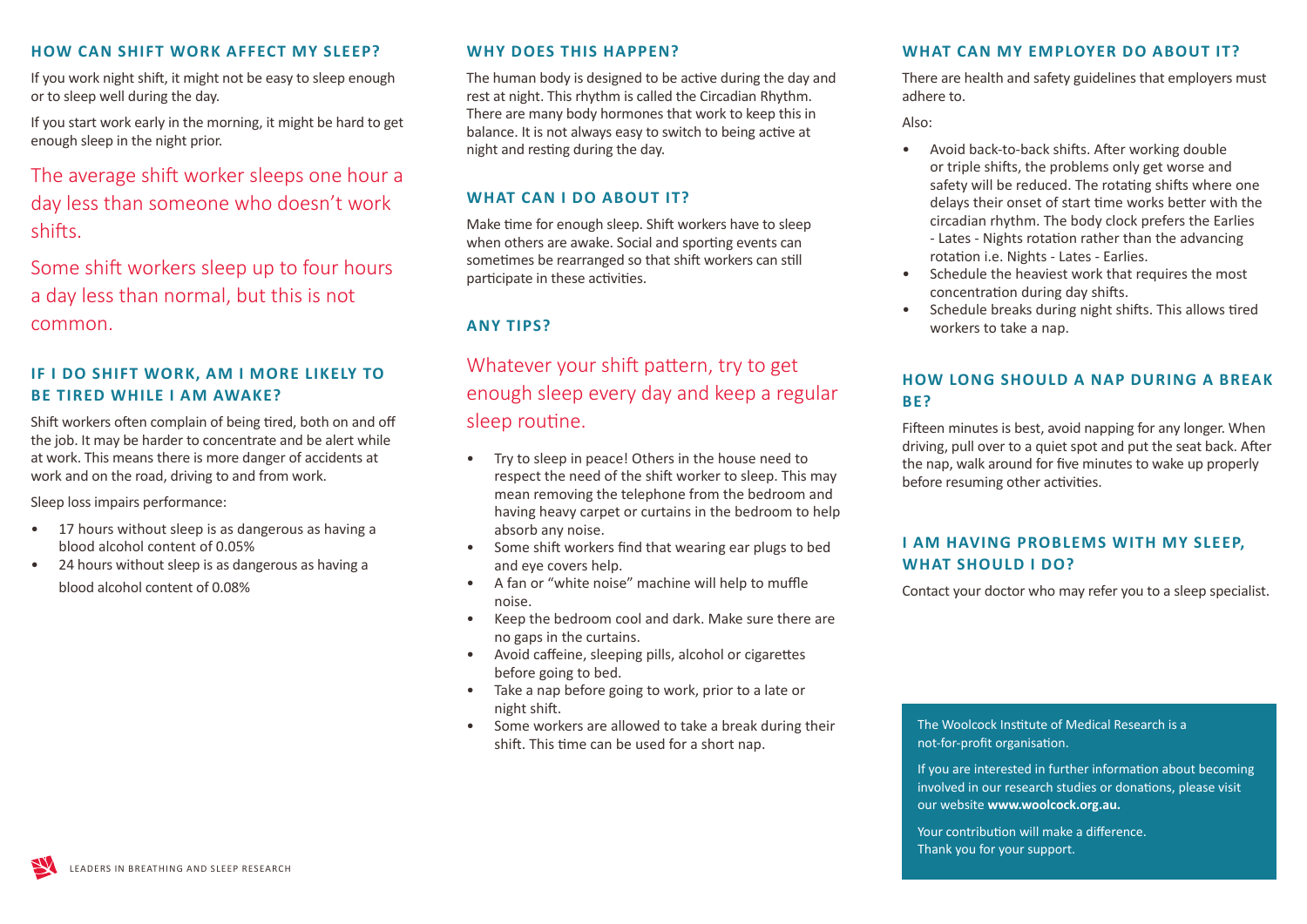## HOW CAN SHIFT WORK AFFECT MY SLEEP?

If you work night shift, it might not be easy to sleep enough or to sleep well during the day.

If you start work early in the morning, it might be hard to get enough sleep in the night prior.

The average shift worker sleeps one hour a day less than someone who doesn't work shifts.

Some shift workers sleep up to four hours a day less than normal, but this is not common.

## IF I DO SHIFT WORK, AM I MORE LIKELY TO BE TIRED WHILE I AM AWAKE?

Shift workers often complain of being tired, both on and off the job. It may be harder to concentrate and be alert while at work. This means there is more danger of accidents at work and on the road, driving to and from work.

Sleep loss impairs performance:

- 17 hours without sleep is as dangerous as having a blood alcohol content of 0.05%
- 24 hours without sleep is as dangerous as having a blood alcohol content of 0.08%

## WHY DOES THIS HAPPEN?

The human body is designed to be active during the day and rest at night. This rhythm is called the Circadian Rhythm. There are many body hormones that work to keep this in balance. It is not always easy to switch to being active at night and resting during the day.

## WHAT CAN I DO ABOUT IT?

Make time for enough sleep. Shift workers have to sleep when others are awake. Social and sporting events can sometimes be rearranged so that shift workers can still participate in these activities.

## ANY TIPS?

Whatever your shift pattern, try to get enough sleep every day and keep a regular sleep routine.

- Try to sleep in peace! Others in the house need to respect the need of the shift worker to sleep. This may mean removing the telephone from the bedroom and having heavy carpet or curtains in the bedroom to help absorb any noise.
- Some shift workers find that wearing ear plugs to bed and eye covers help.
- A fan or "white noise" machine will help to muffle noise.
- Keep the bedroom cool and dark. Make sure there are no gaps in the curtains.
- Avoid caffeine, sleeping pills, alcohol or cigarettes before going to bed.
- Take a nap before going to work, prior to a late or night shift.
- Some workers are allowed to take a break during their shift. This time can be used for a short nap.

## WHAT CAN MY EMPLOYER DO ABOUT IT?

There are health and safety guidelines that employers must adhere to.

Also:

- Avoid back-to-back shifts. After working double or triple shifts, the problems only get worse and safety will be reduced. The rotating shifts where one delays their onset of start time works better with the circadian rhythm. The body clock prefers the Earlies - Lates - Nights rotation rather than the advancing rotation i.e. Nights - Lates - Earlies.
- Schedule the heaviest work that requires the most concentration during day shifts.
- Schedule breaks during night shifts. This allows tired workers to take a nap.

## HOW LONG SHOULD A NAP DURING A BREAK BE?

Fifteen minutes is best, avoid napping for any longer. When driving, pull over to a quiet spot and put the seat back. After the nap, walk around for five minutes to wake up properly before resuming other activities.

## I AM HAVING PROBLEMS WITH MY SLEEP, WHAT SHOULD I DO?

Contact your doctor who may refer you to a sleep specialist.

The Woolcock Institute of Medical Research is a not-for-profit organisation.

If you are interested in further information about becoming involved in our research studies or donations, please visit our website **www.woolcock.org.au.**

Your contribution will make a difference. Thank you for your support.

LEADERS IN BREATHING AND SLEEP RESEARCH